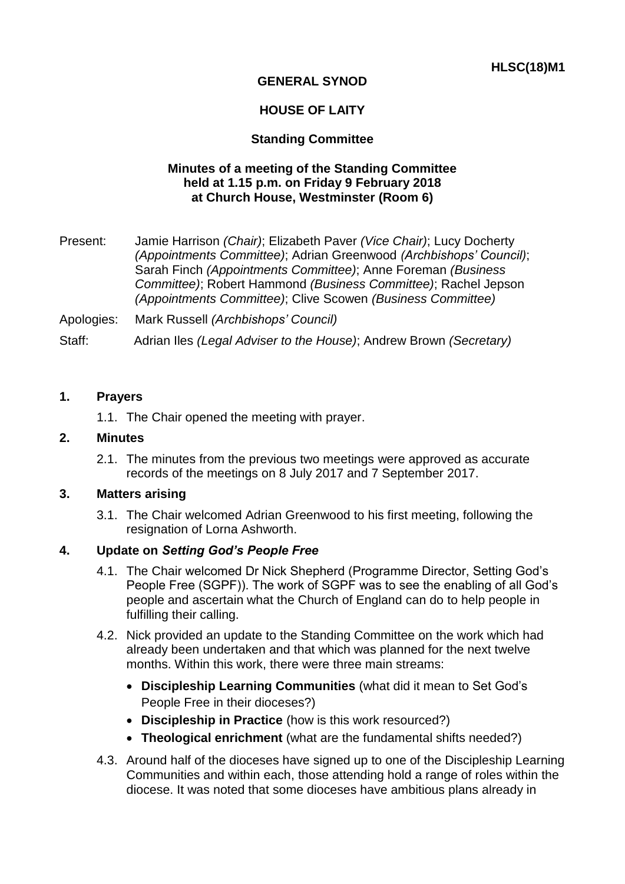**HLSC(18)M1**

**GENERAL SYNOD**

**HOUSE OF LAITY**

**Standing Committee**

**Minutes of a meeting of the Standing Committee held at 1.15 p.m. on Friday 9 February 2018 at Church House, Westminster (Room 6)**

Present: Jamie Harrison *(Chair)*; Elizabeth Paver *(Vice Chair)*; Lucy Docherty *(Appointments Committee)*; Adrian Greenwood *(Archbishops' Council)*; Sarah Finch *(Appointments Committee)*; Anne Foreman *(Business Committee)*; Robert Hammond *(Business Committee)*; Rachel Jepson *(Appointments Committee)*; Clive Scowen *(Business Committee)*

Apologies: Mark Russell *(Archbishops' Council)*

Staff: Adrian Iles *(Legal Adviser to the House)*; Andrew Brown *(Secretary)*

## 1. Prayers

1.1. The Chair opened the meeting with prayer.

## 2. Minutes

2.1. The minutes from the previous two meetings were approved as accurate records of the meetings on 8 July 2017 and 7 September 2017.

## 3. Matters arising

3.1. The Chair welcomed Adrian Greenwood to his first meeting, following the resignation of Lorna Ashworth.

## 4. Update on *Setting God's People Free*

4.1. The Chair welcomed Dr Nick Shepherd (Programme Director, Setting God's People Free (SGPF)). The work of SGPF was to see the enabling of all God's people and ascertain what the Church of England can do to help people in fulfilling their calling.

4.2. Nick provided an update to the Standing Committee on the work which had already been undertaken and that which was planned for the next twelve months. Within this work, there were three main streams:

- **Discipleship Learning Communities** (what did it mean to Set God's People Free in their dioceses?)
- **Discipleship in Practice** (how is this work resourced?)
- **Theological enrichment** (what are the fundamental shifts needed?)

4.3. Around half of the dioceses have signed up to one of the Discipleship Learning Communities and within each, those attending hold a range of roles within the diocese. It was noted that some dioceses have ambitious plans already in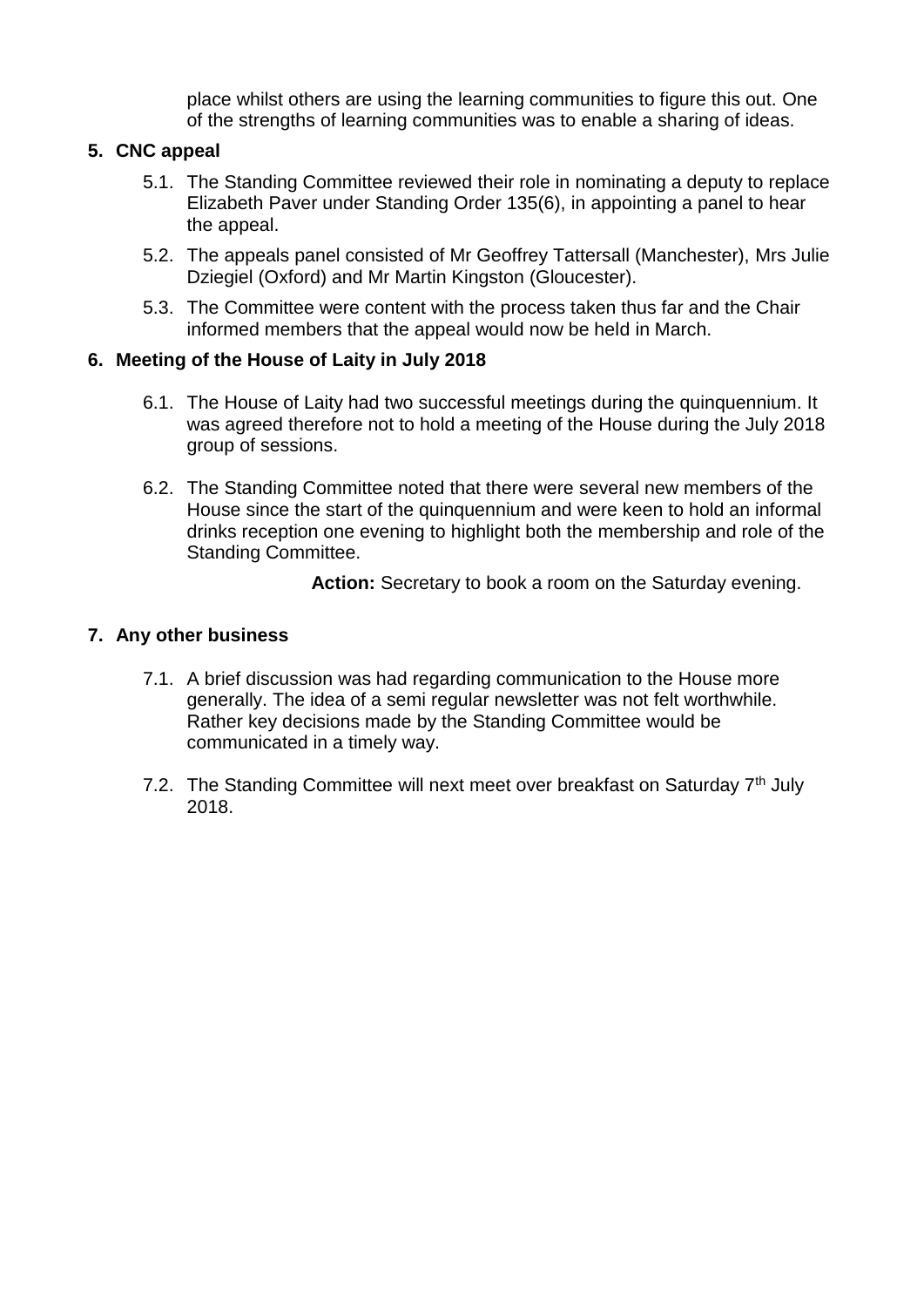place whilst others are using the learning communities to figure this out. One of the strengths of learning communities was to enable a sharing of ideas.

## 5. CNC appeal

5.1. The Standing Committee reviewed their role in nominating a deputy to replace Elizabeth Paver under Standing Order 135(6), in appointing a panel to hear the appeal.

5.2. The appeals panel consisted of Mr Geoffrey Tattersall (Manchester), Mrs Julie Dziegiel (Oxford) and Mr Martin Kingston (Gloucester).

5.3. The Committee were content with the process taken thus far and the Chair informed members that the appeal would now be held in March.

## 6. Meeting of the House of Laity in July 2018

6.1. The House of Laity had two successful meetings during the quinquennium. It was agreed therefore not to hold a meeting of the House during the July 2018 group of sessions.

6.2. The Standing Committee noted that there were several new members of the House since the start of the quinquennium and were keen to hold an informal drinks reception one evening to highlight both the membership and role of the Standing Committee.

**Action:** Secretary to book a room on the Saturday evening.

## 7. Any other business

7.1. A brief discussion was had regarding communication to the House more generally. The idea of a semi regular newsletter was not felt worthwhile. Rather key decisions made by the Standing Committee would be communicated in a timely way.

7.2. The Standing Committee will next meet over breakfast on Saturday 7th July 2018.